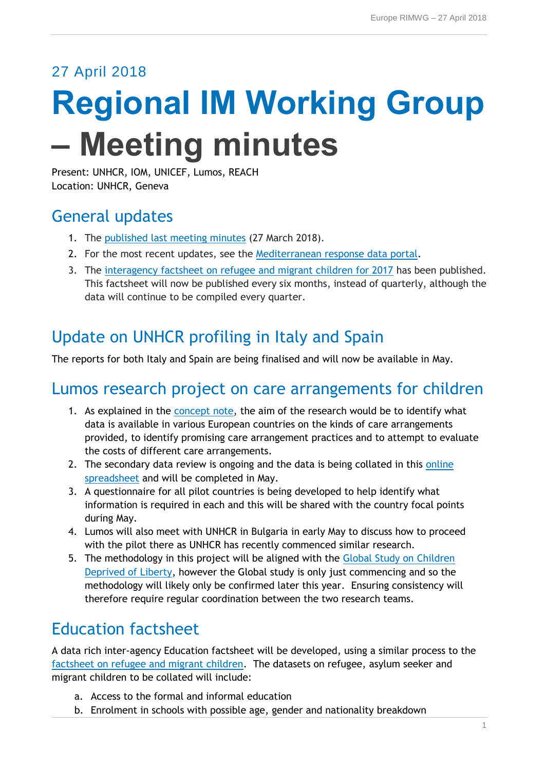27 April 2018

# Regional IM Working Group – Meeting minutes

Present: UNHCR, IOM, UNICEF, Lumos, REACH
Location: UNHCR, Geneva

## General updates

1. The published last meeting minutes (27 March 2018).
2. For the most recent updates, see the Mediterranean response data portal.
3. The interagency factsheet on refugee and migrant children for 2017 has been published. This factsheet will now be published every six months, instead of quarterly, although the data will continue to be compiled every quarter.

## Update on UNHCR profiling in Italy and Spain

The reports for both Italy and Spain are being finalised and will now be available in May.

## Lumos research project on care arrangements for children

1. As explained in the concept note, the aim of the research would be to identify what data is available in various European countries on the kinds of care arrangements provided, to identify promising care arrangement practices and to attempt to evaluate the costs of different care arrangements.
2. The secondary data review is ongoing and the data is being collated in this online spreadsheet and will be completed in May.
3. A questionnaire for all pilot countries is being developed to help identify what information is required in each and this will be shared with the country focal points during May.
4. Lumos will also meet with UNHCR in Bulgaria in early May to discuss how to proceed with the pilot there as UNHCR has recently commenced similar research.
5. The methodology in this project will be aligned with the Global Study on Children Deprived of Liberty, however the Global study is only just commencing and so the methodology will likely only be confirmed later this year. Ensuring consistency will therefore require regular coordination between the two research teams.

## Education factsheet

A data rich inter-agency Education factsheet will be developed, using a similar process to the factsheet on refugee and migrant children. The datasets on refugee, asylum seeker and migrant children to be collated will include:

a. Access to the formal and informal education
b. Enrolment in schools with possible age, gender and nationality breakdown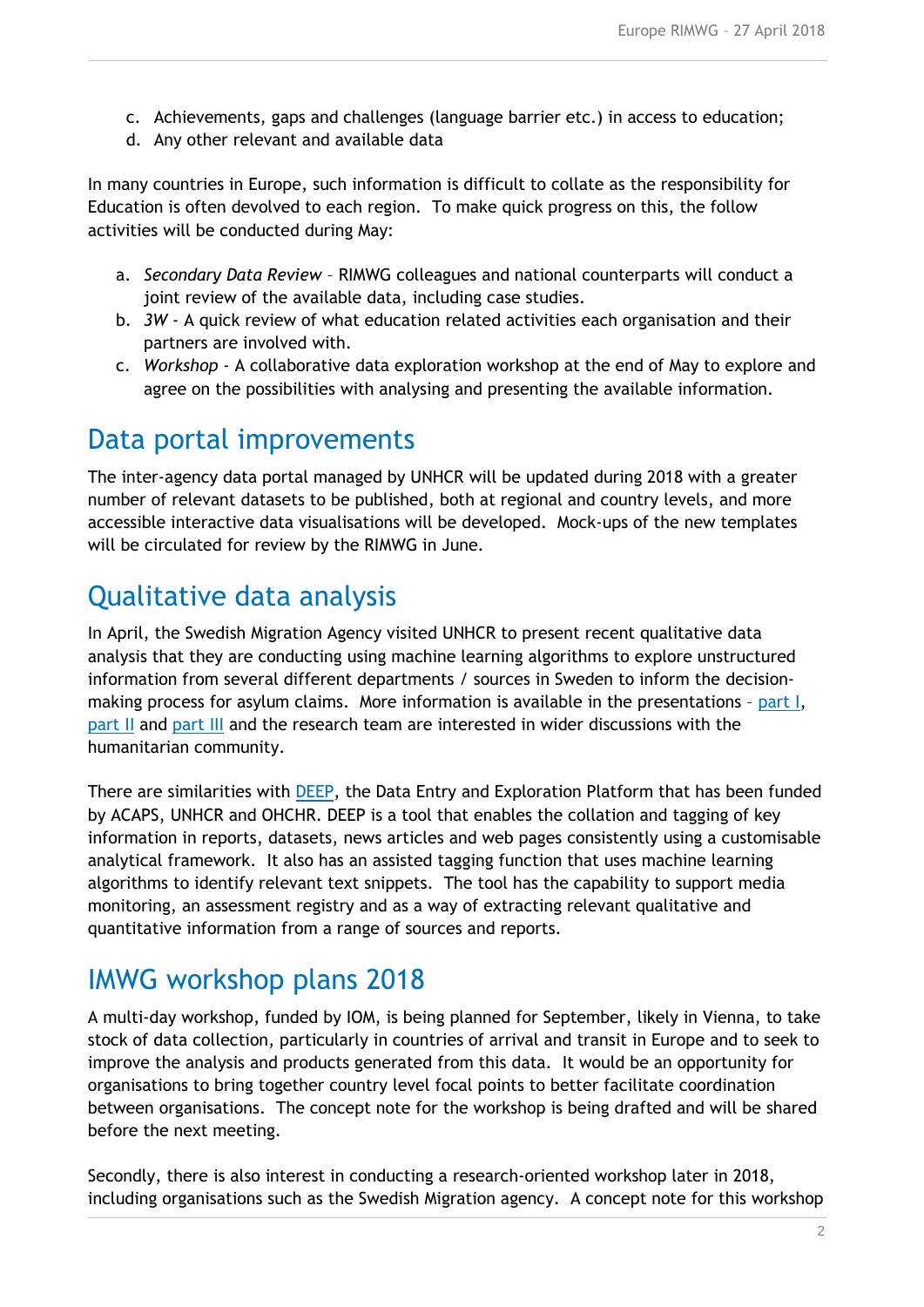c. Achievements, gaps and challenges (language barrier etc.) in access to education;
d. Any other relevant and available data

In many countries in Europe, such information is difficult to collate as the responsibility for Education is often devolved to each region. To make quick progress on this, the follow activities will be conducted during May:

a. *Secondary Data Review* – RIMWG colleagues and national counterparts will conduct a joint review of the available data, including case studies.
b. *3W* - A quick review of what education related activities each organisation and their partners are involved with.
c. *Workshop* - A collaborative data exploration workshop at the end of May to explore and agree on the possibilities with analysing and presenting the available information.

# Data portal improvements

The inter-agency data portal managed by UNHCR will be updated during 2018 with a greater number of relevant datasets to be published, both at regional and country levels, and more accessible interactive data visualisations will be developed. Mock-ups of the new templates will be circulated for review by the RIMWG in June.

# Qualitative data analysis

In April, the Swedish Migration Agency visited UNHCR to present recent qualitative data analysis that they are conducting using machine learning algorithms to explore unstructured information from several different departments / sources in Sweden to inform the decision-making process for asylum claims. More information is available in the presentations – part I, part II and part III and the research team are interested in wider discussions with the humanitarian community.

There are similarities with DEEP, the Data Entry and Exploration Platform that has been funded by ACAPS, UNHCR and OHCHR. DEEP is a tool that enables the collation and tagging of key information in reports, datasets, news articles and web pages consistently using a customisable analytical framework. It also has an assisted tagging function that uses machine learning algorithms to identify relevant text snippets. The tool has the capability to support media monitoring, an assessment registry and as a way of extracting relevant qualitative and quantitative information from a range of sources and reports.

# IMWG workshop plans 2018

A multi-day workshop, funded by IOM, is being planned for September, likely in Vienna, to take stock of data collection, particularly in countries of arrival and transit in Europe and to seek to improve the analysis and products generated from this data. It would be an opportunity for organisations to bring together country level focal points to better facilitate coordination between organisations. The concept note for the workshop is being drafted and will be shared before the next meeting.

Secondly, there is also interest in conducting a research-oriented workshop later in 2018, including organisations such as the Swedish Migration agency. A concept note for this workshop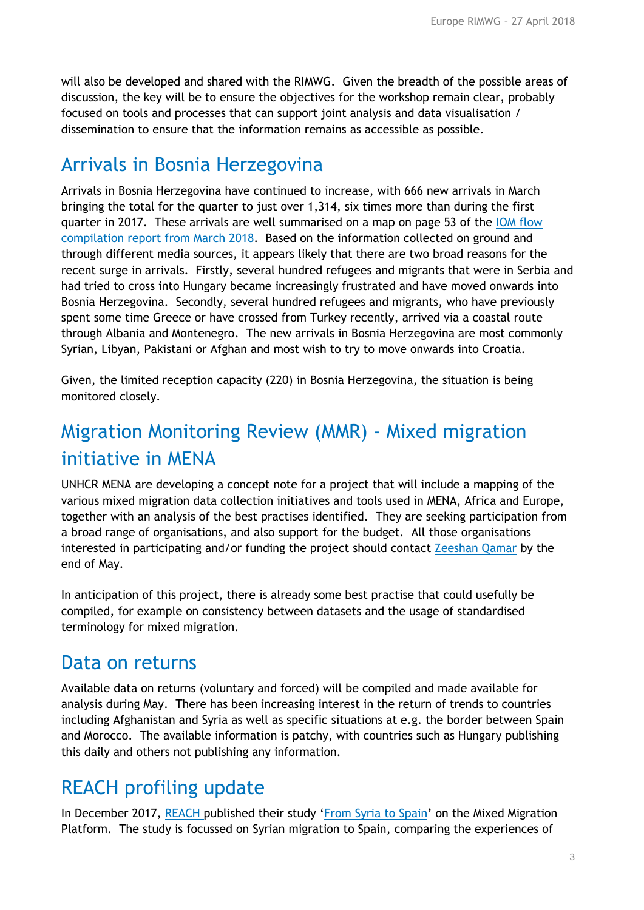will also be developed and shared with the RIMWG. Given the breadth of the possible areas of discussion, the key will be to ensure the objectives for the workshop remain clear, probably focused on tools and processes that can support joint analysis and data visualisation / dissemination to ensure that the information remains as accessible as possible.

## Arrivals in Bosnia Herzegovina

Arrivals in Bosnia Herzegovina have continued to increase, with 666 new arrivals in March bringing the total for the quarter to just over 1,314, six times more than during the first quarter in 2017. These arrivals are well summarised on a map on page 53 of the [IOM flow compilation report from March 2018](). Based on the information collected on ground and through different media sources, it appears likely that there are two broad reasons for the recent surge in arrivals. Firstly, several hundred refugees and migrants that were in Serbia and had tried to cross into Hungary became increasingly frustrated and have moved onwards into Bosnia Herzegovina. Secondly, several hundred refugees and migrants, who have previously spent some time Greece or have crossed from Turkey recently, arrived via a coastal route through Albania and Montenegro. The new arrivals in Bosnia Herzegovina are most commonly Syrian, Libyan, Pakistani or Afghan and most wish to try to move onwards into Croatia.

Given, the limited reception capacity (220) in Bosnia Herzegovina, the situation is being monitored closely.

## Migration Monitoring Review (MMR) - Mixed migration initiative in MENA

UNHCR MENA are developing a concept note for a project that will include a mapping of the various mixed migration data collection initiatives and tools used in MENA, Africa and Europe, together with an analysis of the best practises identified. They are seeking participation from a broad range of organisations, and also support for the budget. All those organisations interested in participating and/or funding the project should contact [Zeeshan Qamar]() by the end of May.

In anticipation of this project, there is already some best practise that could usefully be compiled, for example on consistency between datasets and the usage of standardised terminology for mixed migration.

## Data on returns

Available data on returns (voluntary and forced) will be compiled and made available for analysis during May. There has been increasing interest in the return of trends to countries including Afghanistan and Syria as well as specific situations at e.g. the border between Spain and Morocco. The available information is patchy, with countries such as Hungary publishing this daily and others not publishing any information.

## REACH profiling update

In December 2017, [REACH]() published their study '[From Syria to Spain]()' on the Mixed Migration Platform. The study is focussed on Syrian migration to Spain, comparing the experiences of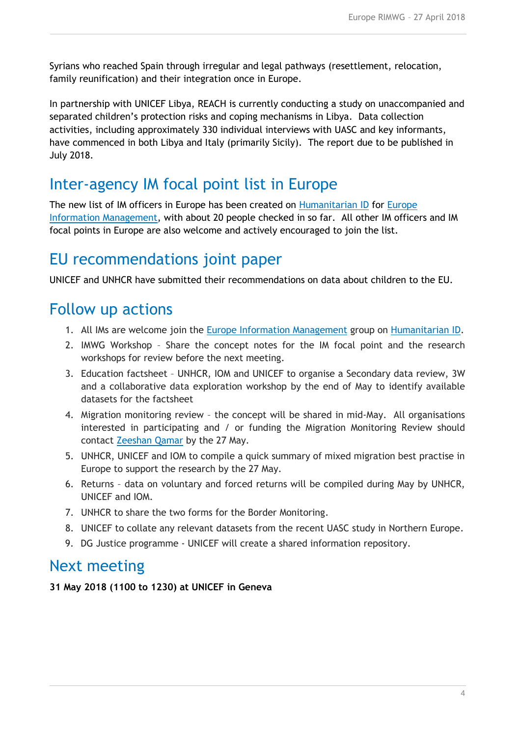Syrians who reached Spain through irregular and legal pathways (resettlement, relocation, family reunification) and their integration once in Europe.

In partnership with UNICEF Libya, REACH is currently conducting a study on unaccompanied and separated children's protection risks and coping mechanisms in Libya. Data collection activities, including approximately 330 individual interviews with UASC and key informants, have commenced in both Libya and Italy (primarily Sicily). The report due to be published in July 2018.

# Inter-agency IM focal point list in Europe

The new list of IM officers in Europe has been created on Humanitarian ID for Europe Information Management, with about 20 people checked in so far. All other IM officers and IM focal points in Europe are also welcome and actively encouraged to join the list.

# EU recommendations joint paper

UNICEF and UNHCR have submitted their recommendations on data about children to the EU.

# Follow up actions

1. All IMs are welcome join the Europe Information Management group on Humanitarian ID.
2. IMWG Workshop – Share the concept notes for the IM focal point and the research workshops for review before the next meeting.
3. Education factsheet – UNHCR, IOM and UNICEF to organise a Secondary data review, 3W and a collaborative data exploration workshop by the end of May to identify available datasets for the factsheet
4. Migration monitoring review – the concept will be shared in mid-May. All organisations interested in participating and / or funding the Migration Monitoring Review should contact Zeeshan Qamar by the 27 May.
5. UNHCR, UNICEF and IOM to compile a quick summary of mixed migration best practise in Europe to support the research by the 27 May.
6. Returns – data on voluntary and forced returns will be compiled during May by UNHCR, UNICEF and IOM.
7. UNHCR to share the two forms for the Border Monitoring.
8. UNICEF to collate any relevant datasets from the recent UASC study in Northern Europe.
9. DG Justice programme - UNICEF will create a shared information repository.

# Next meeting

**31 May 2018 (1100 to 1230) at UNICEF in Geneva**